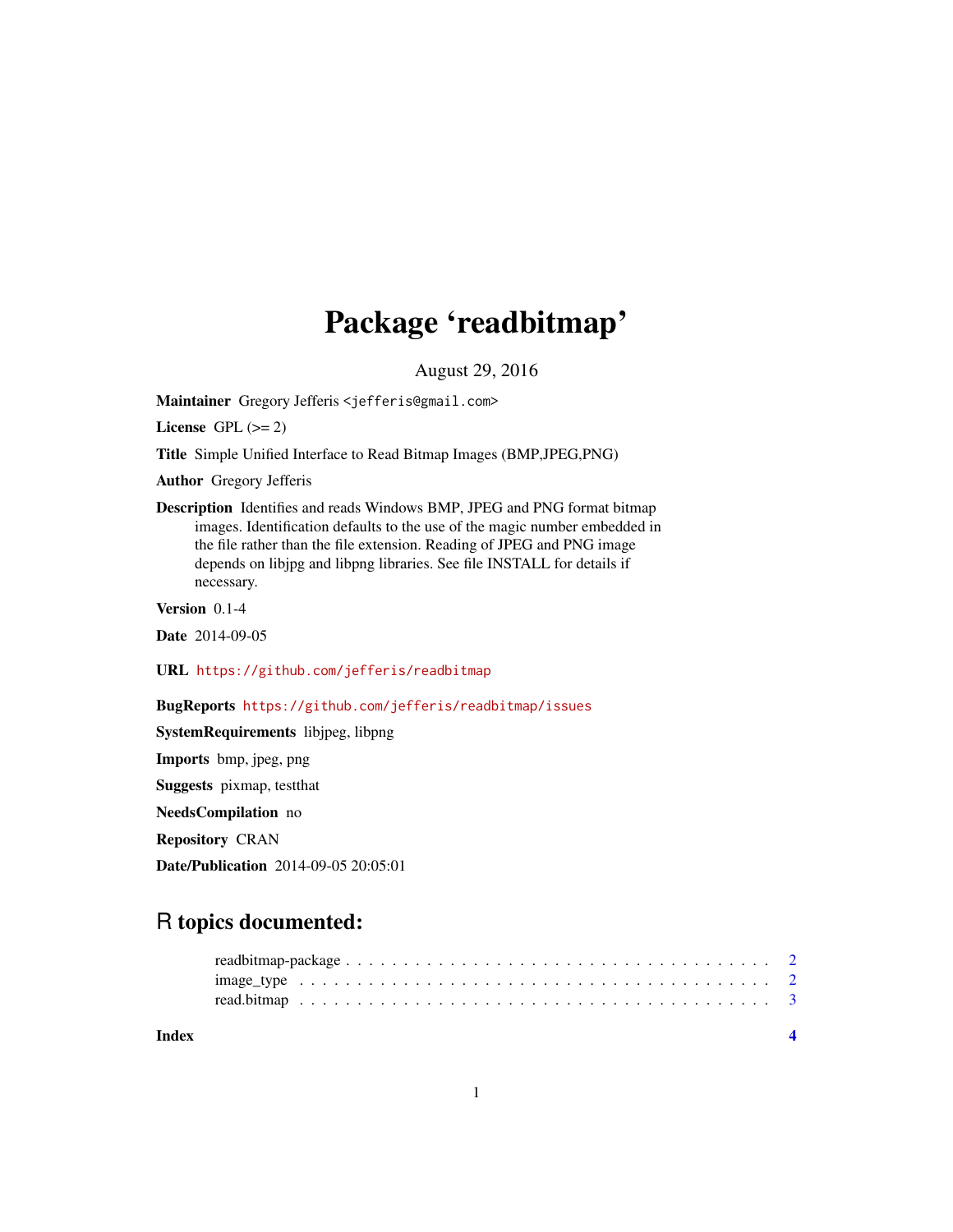# Package 'readbitmap'

August 29, 2016

**Maintainer** Gregory Jefferis <jefferis@gmail.com>

**License** GPL (>= 2)

**Title** Simple Unified Interface to Read Bitmap Images (BMP,JPEG,PNG)

**Author** Gregory Jefferis

**Description** Identifies and reads Windows BMP, JPEG and PNG format bitmap images. Identification defaults to the use of the magic number embedded in the file rather than the file extension. Reading of JPEG and PNG image depends on libjpg and libpng libraries. See file INSTALL for details if necessary.

**Version** 0.1-4

**Date** 2014-09-05

**URL** https://github.com/jefferis/readbitmap

**BugReports** https://github.com/jefferis/readbitmap/issues

**SystemRequirements** libjpeg, libpng

**Imports** bmp, jpeg, png

**Suggests** pixmap, testthat

**NeedsCompilation** no

**Repository** CRAN

**Date/Publication** 2014-09-05 20:05:01

## R topics documented:

- readbitmap-package . . . . . . . . . . . . . . . . . . . . . . . . . . . . . . . . . . 2
- image_type . . . . . . . . . . . . . . . . . . . . . . . . . . . . . . . . . . . . . . . 2
- read.bitmap . . . . . . . . . . . . . . . . . . . . . . . . . . . . . . . . . . . . . . . 3

**Index** 4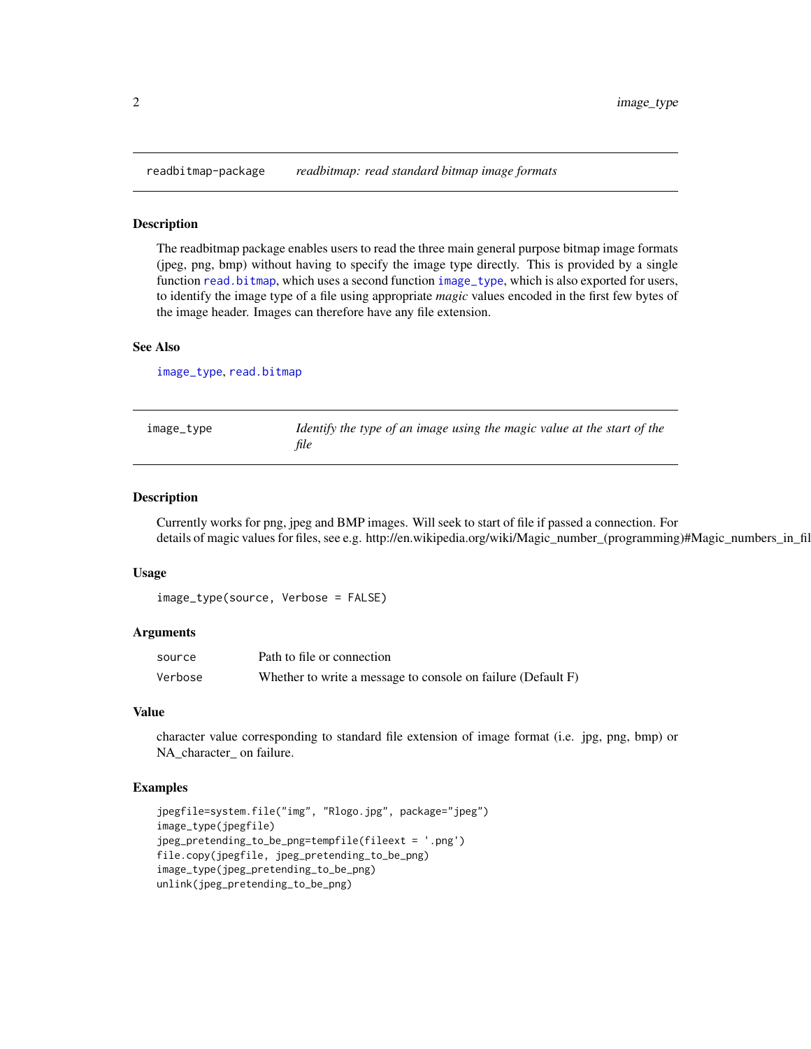## readbitmap-package — *readbitmap: read standard bitmap image formats*

### Description

The readbitmap package enables users to read the three main general purpose bitmap image formats (jpeg, png, bmp) without having to specify the image type directly. This is provided by a single function read.bitmap, which uses a second function image_type, which is also exported for users, to identify the image type of a file using appropriate *magic* values encoded in the first few bytes of the image header. Images can therefore have any file extension.

### See Also

image_type, read.bitmap

## image_type — *Identify the type of an image using the magic value at the start of the file*

### Description

Currently works for png, jpeg and BMP images. Will seek to start of file if passed a connection. For details of magic values for files, see e.g. http://en.wikipedia.org/wiki/Magic_number_(programming)#Magic_numbers_in_fil

### Usage

```
image_type(source, Verbose = FALSE)
```

### Arguments

| | |
|---|---|
| source | Path to file or connection |
| Verbose | Whether to write a message to console on failure (Default F) |

### Value

character value corresponding to standard file extension of image format (i.e. jpg, png, bmp) or NA_character_ on failure.

### Examples

```
jpegfile=system.file("img", "Rlogo.jpg", package="jpeg")
image_type(jpegfile)
jpeg_pretending_to_be_png=tempfile(fileext = '.png')
file.copy(jpegfile, jpeg_pretending_to_be_png)
image_type(jpeg_pretending_to_be_png)
unlink(jpeg_pretending_to_be_png)
```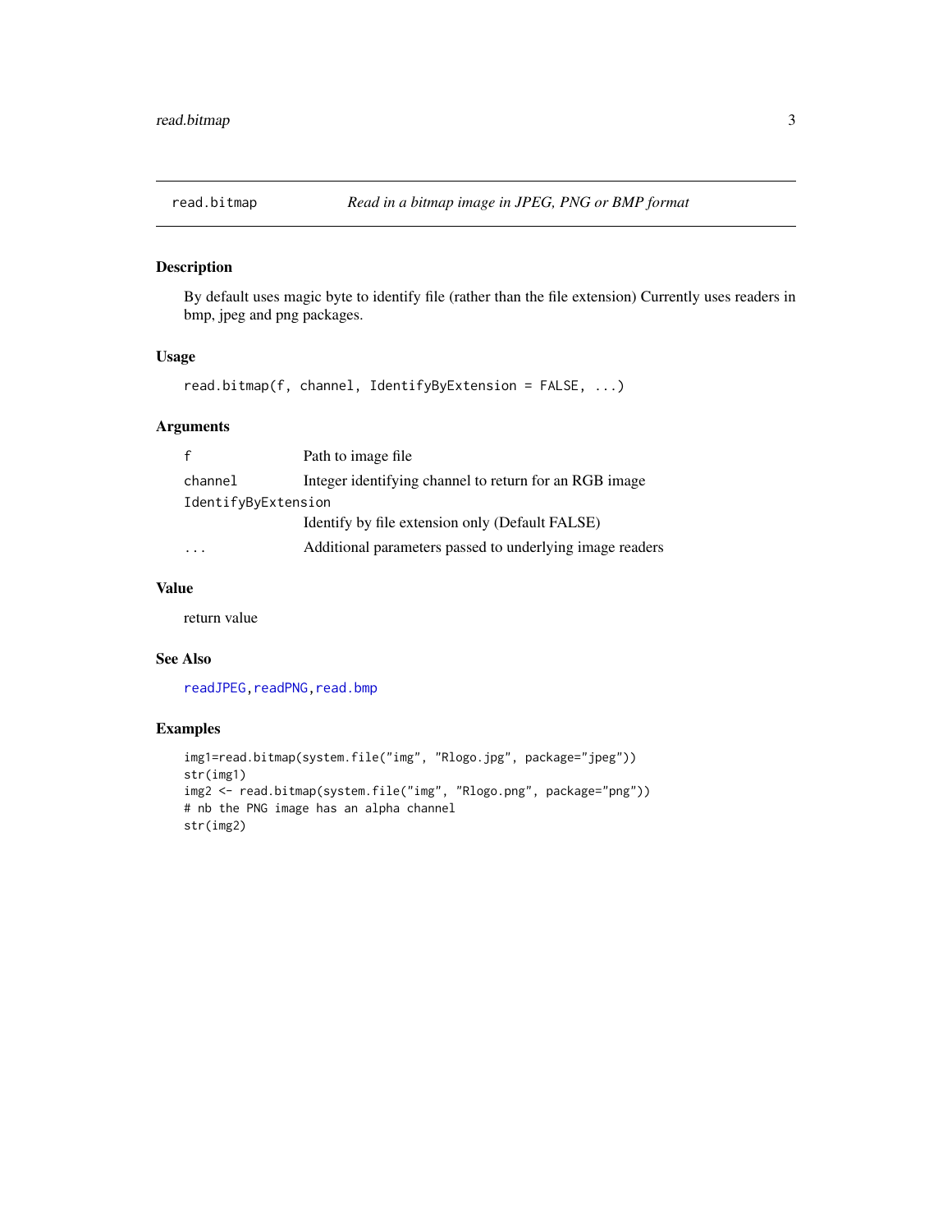## read.bitmap *Read in a bitmap image in JPEG, PNG or BMP format*

### Description

By default uses magic byte to identify file (rather than the file extension) Currently uses readers in bmp, jpeg and png packages.

### Usage

```
read.bitmap(f, channel, IdentifyByExtension = FALSE, ...)
```

### Arguments

| | |
|---|---|
| `f` | Path to image file |
| `channel` | Integer identifying channel to return for an RGB image |
| `IdentifyByExtension` | Identify by file extension only (Default FALSE) |
| `...` | Additional parameters passed to underlying image readers |

### Value

return value

### See Also

readJPEG, readPNG, read.bmp

### Examples

```
img1=read.bitmap(system.file("img", "Rlogo.jpg", package="jpeg"))
str(img1)
img2 <- read.bitmap(system.file("img", "Rlogo.png", package="png"))
# nb the PNG image has an alpha channel
str(img2)
```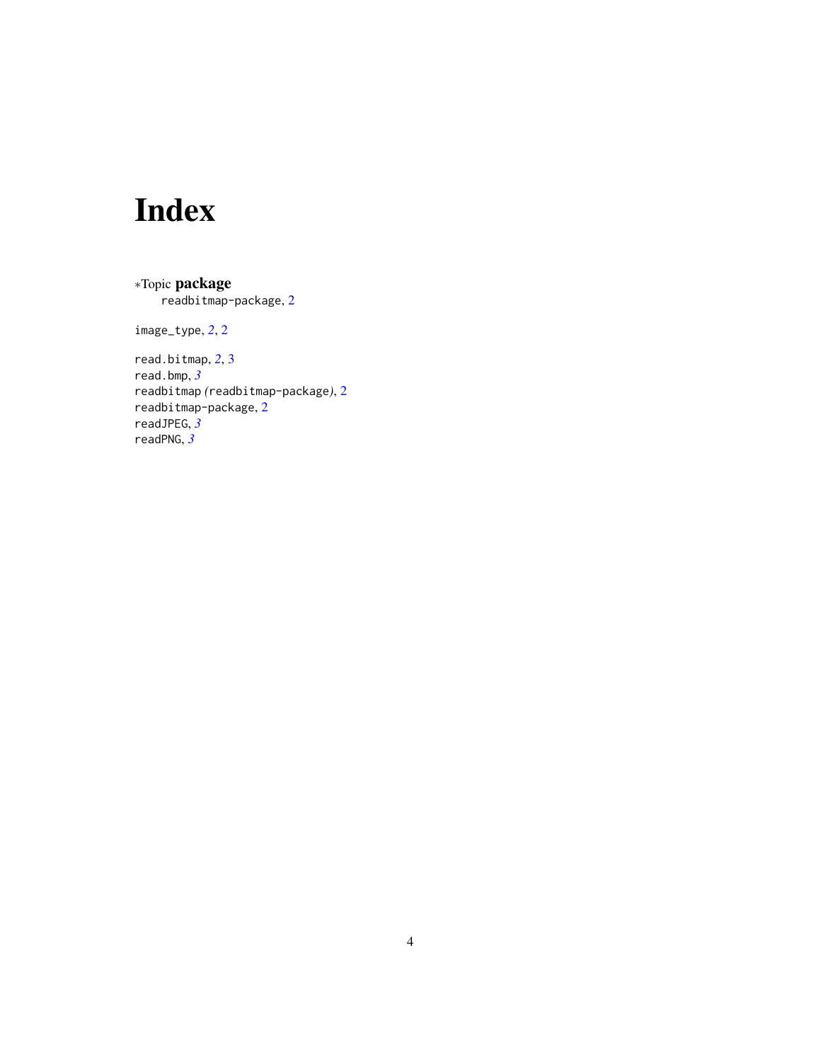# Index

*Topic **package**
    readbitmap-package, 2

image_type, *2*, 2

read.bitmap, *2*, 3
read.bmp, *3*
readbitmap (readbitmap-package), 2
readbitmap-package, 2
readJPEG, *3*
readPNG, *3*